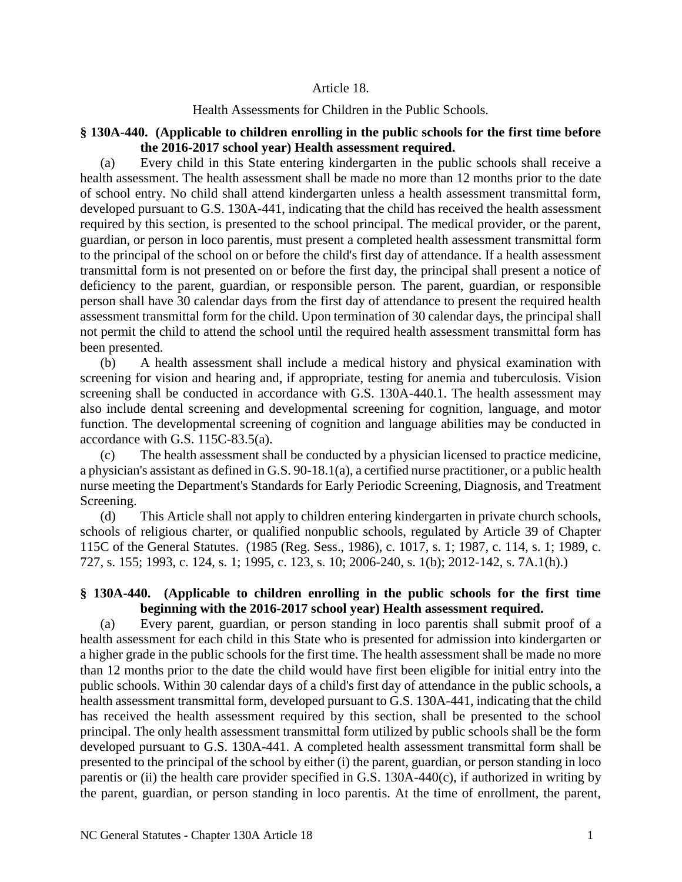# Article 18.

## Health Assessments for Children in the Public Schools.

### § 130A-440. (Applicable to children enrolling in the public schools for the first time before the 2016-2017 school year) Health assessment required.

(a) Every child in this State entering kindergarten in the public schools shall receive a health assessment. The health assessment shall be made no more than 12 months prior to the date of school entry. No child shall attend kindergarten unless a health assessment transmittal form, developed pursuant to G.S. 130A-441, indicating that the child has received the health assessment required by this section, is presented to the school principal. The medical provider, or the parent, guardian, or person in loco parentis, must present a completed health assessment transmittal form to the principal of the school on or before the child's first day of attendance. If a health assessment transmittal form is not presented on or before the first day, the principal shall present a notice of deficiency to the parent, guardian, or responsible person. The parent, guardian, or responsible person shall have 30 calendar days from the first day of attendance to present the required health assessment transmittal form for the child. Upon termination of 30 calendar days, the principal shall not permit the child to attend the school until the required health assessment transmittal form has been presented.

(b) A health assessment shall include a medical history and physical examination with screening for vision and hearing and, if appropriate, testing for anemia and tuberculosis. Vision screening shall be conducted in accordance with G.S. 130A-440.1. The health assessment may also include dental screening and developmental screening for cognition, language, and motor function. The developmental screening of cognition and language abilities may be conducted in accordance with G.S. 115C-83.5(a).

(c) The health assessment shall be conducted by a physician licensed to practice medicine, a physician's assistant as defined in G.S. 90-18.1(a), a certified nurse practitioner, or a public health nurse meeting the Department's Standards for Early Periodic Screening, Diagnosis, and Treatment Screening.

(d) This Article shall not apply to children entering kindergarten in private church schools, schools of religious charter, or qualified nonpublic schools, regulated by Article 39 of Chapter 115C of the General Statutes. (1985 (Reg. Sess., 1986), c. 1017, s. 1; 1987, c. 114, s. 1; 1989, c. 727, s. 155; 1993, c. 124, s. 1; 1995, c. 123, s. 10; 2006-240, s. 1(b); 2012-142, s. 7A.1(h).)

### § 130A-440. (Applicable to children enrolling in the public schools for the first time beginning with the 2016-2017 school year) Health assessment required.

(a) Every parent, guardian, or person standing in loco parentis shall submit proof of a health assessment for each child in this State who is presented for admission into kindergarten or a higher grade in the public schools for the first time. The health assessment shall be made no more than 12 months prior to the date the child would have first been eligible for initial entry into the public schools. Within 30 calendar days of a child's first day of attendance in the public schools, a health assessment transmittal form, developed pursuant to G.S. 130A-441, indicating that the child has received the health assessment required by this section, shall be presented to the school principal. The only health assessment transmittal form utilized by public schools shall be the form developed pursuant to G.S. 130A-441. A completed health assessment transmittal form shall be presented to the principal of the school by either (i) the parent, guardian, or person standing in loco parentis or (ii) the health care provider specified in G.S. 130A-440(c), if authorized in writing by the parent, guardian, or person standing in loco parentis. At the time of enrollment, the parent,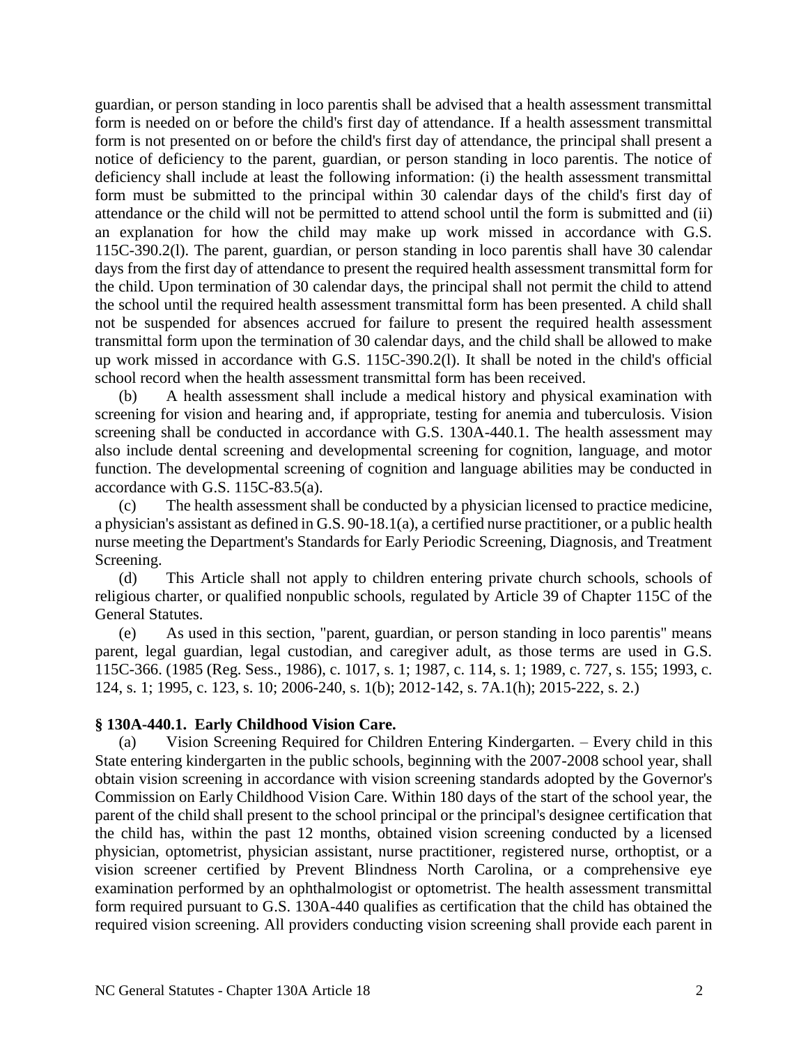guardian, or person standing in loco parentis shall be advised that a health assessment transmittal form is needed on or before the child's first day of attendance. If a health assessment transmittal form is not presented on or before the child's first day of attendance, the principal shall present a notice of deficiency to the parent, guardian, or person standing in loco parentis. The notice of deficiency shall include at least the following information: (i) the health assessment transmittal form must be submitted to the principal within 30 calendar days of the child's first day of attendance or the child will not be permitted to attend school until the form is submitted and (ii) an explanation for how the child may make up work missed in accordance with G.S. 115C-390.2(l). The parent, guardian, or person standing in loco parentis shall have 30 calendar days from the first day of attendance to present the required health assessment transmittal form for the child. Upon termination of 30 calendar days, the principal shall not permit the child to attend the school until the required health assessment transmittal form has been presented. A child shall not be suspended for absences accrued for failure to present the required health assessment transmittal form upon the termination of 30 calendar days, and the child shall be allowed to make up work missed in accordance with G.S. 115C-390.2(l). It shall be noted in the child's official school record when the health assessment transmittal form has been received.

(b) A health assessment shall include a medical history and physical examination with screening for vision and hearing and, if appropriate, testing for anemia and tuberculosis. Vision screening shall be conducted in accordance with G.S. 130A-440.1. The health assessment may also include dental screening and developmental screening for cognition, language, and motor function. The developmental screening of cognition and language abilities may be conducted in accordance with G.S. 115C-83.5(a).

(c) The health assessment shall be conducted by a physician licensed to practice medicine, a physician's assistant as defined in G.S. 90-18.1(a), a certified nurse practitioner, or a public health nurse meeting the Department's Standards for Early Periodic Screening, Diagnosis, and Treatment Screening.

(d) This Article shall not apply to children entering private church schools, schools of religious charter, or qualified nonpublic schools, regulated by Article 39 of Chapter 115C of the General Statutes.

(e) As used in this section, "parent, guardian, or person standing in loco parentis" means parent, legal guardian, legal custodian, and caregiver adult, as those terms are used in G.S. 115C-366. (1985 (Reg. Sess., 1986), c. 1017, s. 1; 1987, c. 114, s. 1; 1989, c. 727, s. 155; 1993, c. 124, s. 1; 1995, c. 123, s. 10; 2006-240, s. 1(b); 2012-142, s. 7A.1(h); 2015-222, s. 2.)

**§ 130A-440.1. Early Childhood Vision Care.**

(a) Vision Screening Required for Children Entering Kindergarten. – Every child in this State entering kindergarten in the public schools, beginning with the 2007-2008 school year, shall obtain vision screening in accordance with vision screening standards adopted by the Governor's Commission on Early Childhood Vision Care. Within 180 days of the start of the school year, the parent of the child shall present to the school principal or the principal's designee certification that the child has, within the past 12 months, obtained vision screening conducted by a licensed physician, optometrist, physician assistant, nurse practitioner, registered nurse, orthoptist, or a vision screener certified by Prevent Blindness North Carolina, or a comprehensive eye examination performed by an ophthalmologist or optometrist. The health assessment transmittal form required pursuant to G.S. 130A-440 qualifies as certification that the child has obtained the required vision screening. All providers conducting vision screening shall provide each parent in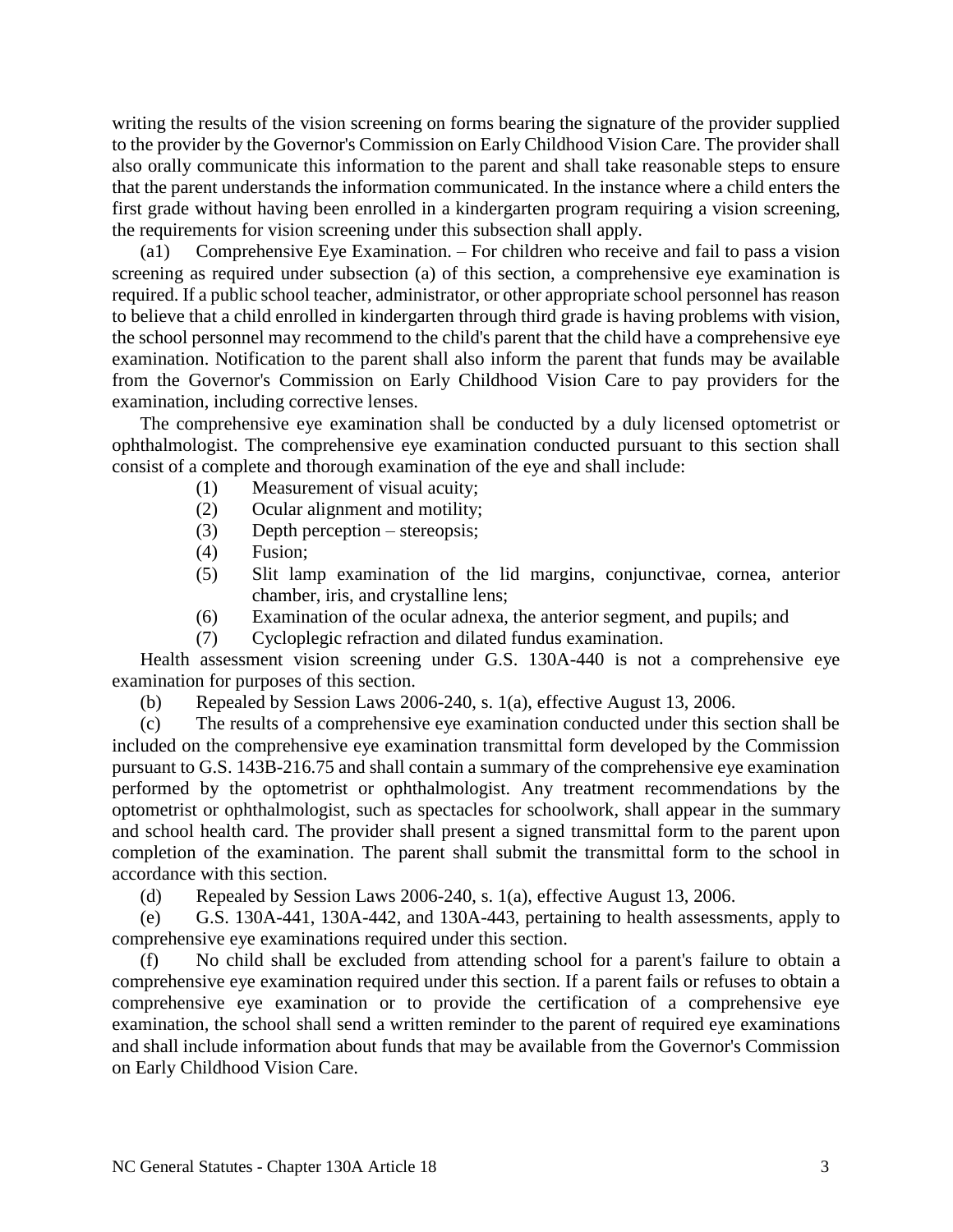writing the results of the vision screening on forms bearing the signature of the provider supplied to the provider by the Governor's Commission on Early Childhood Vision Care. The provider shall also orally communicate this information to the parent and shall take reasonable steps to ensure that the parent understands the information communicated. In the instance where a child enters the first grade without having been enrolled in a kindergarten program requiring a vision screening, the requirements for vision screening under this subsection shall apply.

(a1) Comprehensive Eye Examination. – For children who receive and fail to pass a vision screening as required under subsection (a) of this section, a comprehensive eye examination is required. If a public school teacher, administrator, or other appropriate school personnel has reason to believe that a child enrolled in kindergarten through third grade is having problems with vision, the school personnel may recommend to the child's parent that the child have a comprehensive eye examination. Notification to the parent shall also inform the parent that funds may be available from the Governor's Commission on Early Childhood Vision Care to pay providers for the examination, including corrective lenses.

The comprehensive eye examination shall be conducted by a duly licensed optometrist or ophthalmologist. The comprehensive eye examination conducted pursuant to this section shall consist of a complete and thorough examination of the eye and shall include:

(1) Measurement of visual acuity;
(2) Ocular alignment and motility;
(3) Depth perception – stereopsis;
(4) Fusion;
(5) Slit lamp examination of the lid margins, conjunctivae, cornea, anterior chamber, iris, and crystalline lens;
(6) Examination of the ocular adnexa, the anterior segment, and pupils; and
(7) Cycloplegic refraction and dilated fundus examination.

Health assessment vision screening under G.S. 130A-440 is not a comprehensive eye examination for purposes of this section.

(b) Repealed by Session Laws 2006-240, s. 1(a), effective August 13, 2006.

(c) The results of a comprehensive eye examination conducted under this section shall be included on the comprehensive eye examination transmittal form developed by the Commission pursuant to G.S. 143B-216.75 and shall contain a summary of the comprehensive eye examination performed by the optometrist or ophthalmologist. Any treatment recommendations by the optometrist or ophthalmologist, such as spectacles for schoolwork, shall appear in the summary and school health card. The provider shall present a signed transmittal form to the parent upon completion of the examination. The parent shall submit the transmittal form to the school in accordance with this section.

(d) Repealed by Session Laws 2006-240, s. 1(a), effective August 13, 2006.

(e) G.S. 130A-441, 130A-442, and 130A-443, pertaining to health assessments, apply to comprehensive eye examinations required under this section.

(f) No child shall be excluded from attending school for a parent's failure to obtain a comprehensive eye examination required under this section. If a parent fails or refuses to obtain a comprehensive eye examination or to provide the certification of a comprehensive eye examination, the school shall send a written reminder to the parent of required eye examinations and shall include information about funds that may be available from the Governor's Commission on Early Childhood Vision Care.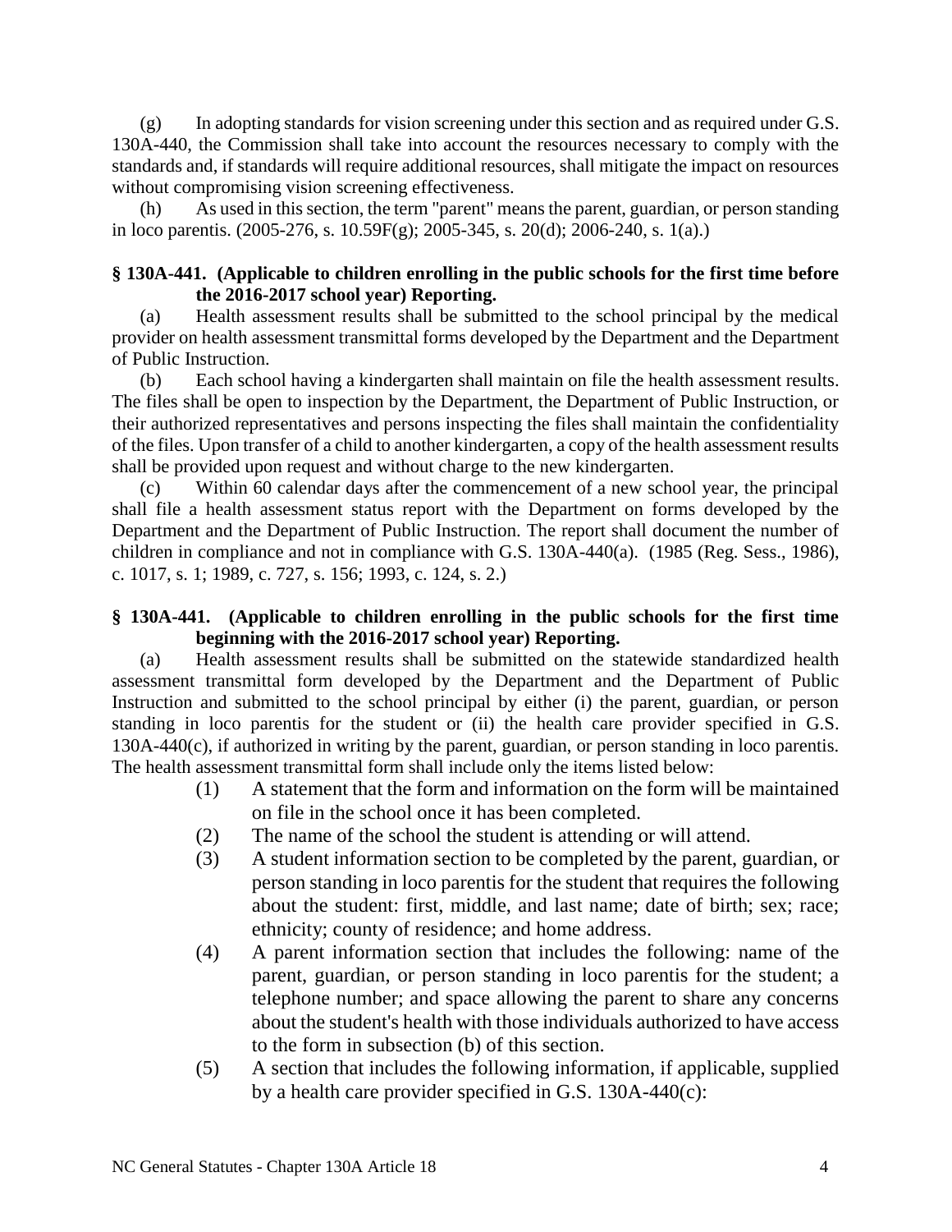(g) In adopting standards for vision screening under this section and as required under G.S. 130A-440, the Commission shall take into account the resources necessary to comply with the standards and, if standards will require additional resources, shall mitigate the impact on resources without compromising vision screening effectiveness.

(h) As used in this section, the term "parent" means the parent, guardian, or person standing in loco parentis. (2005-276, s. 10.59F(g); 2005-345, s. 20(d); 2006-240, s. 1(a).)

**§ 130A-441. (Applicable to children enrolling in the public schools for the first time before the 2016-2017 school year) Reporting.**

(a) Health assessment results shall be submitted to the school principal by the medical provider on health assessment transmittal forms developed by the Department and the Department of Public Instruction.

(b) Each school having a kindergarten shall maintain on file the health assessment results. The files shall be open to inspection by the Department, the Department of Public Instruction, or their authorized representatives and persons inspecting the files shall maintain the confidentiality of the files. Upon transfer of a child to another kindergarten, a copy of the health assessment results shall be provided upon request and without charge to the new kindergarten.

(c) Within 60 calendar days after the commencement of a new school year, the principal shall file a health assessment status report with the Department on forms developed by the Department and the Department of Public Instruction. The report shall document the number of children in compliance and not in compliance with G.S. 130A-440(a). (1985 (Reg. Sess., 1986), c. 1017, s. 1; 1989, c. 727, s. 156; 1993, c. 124, s. 2.)

**§ 130A-441. (Applicable to children enrolling in the public schools for the first time beginning with the 2016-2017 school year) Reporting.**

(a) Health assessment results shall be submitted on the statewide standardized health assessment transmittal form developed by the Department and the Department of Public Instruction and submitted to the school principal by either (i) the parent, guardian, or person standing in loco parentis for the student or (ii) the health care provider specified in G.S. 130A-440(c), if authorized in writing by the parent, guardian, or person standing in loco parentis. The health assessment transmittal form shall include only the items listed below:

(1) A statement that the form and information on the form will be maintained on file in the school once it has been completed.

(2) The name of the school the student is attending or will attend.

(3) A student information section to be completed by the parent, guardian, or person standing in loco parentis for the student that requires the following about the student: first, middle, and last name; date of birth; sex; race; ethnicity; county of residence; and home address.

(4) A parent information section that includes the following: name of the parent, guardian, or person standing in loco parentis for the student; a telephone number; and space allowing the parent to share any concerns about the student's health with those individuals authorized to have access to the form in subsection (b) of this section.

(5) A section that includes the following information, if applicable, supplied by a health care provider specified in G.S. 130A-440(c):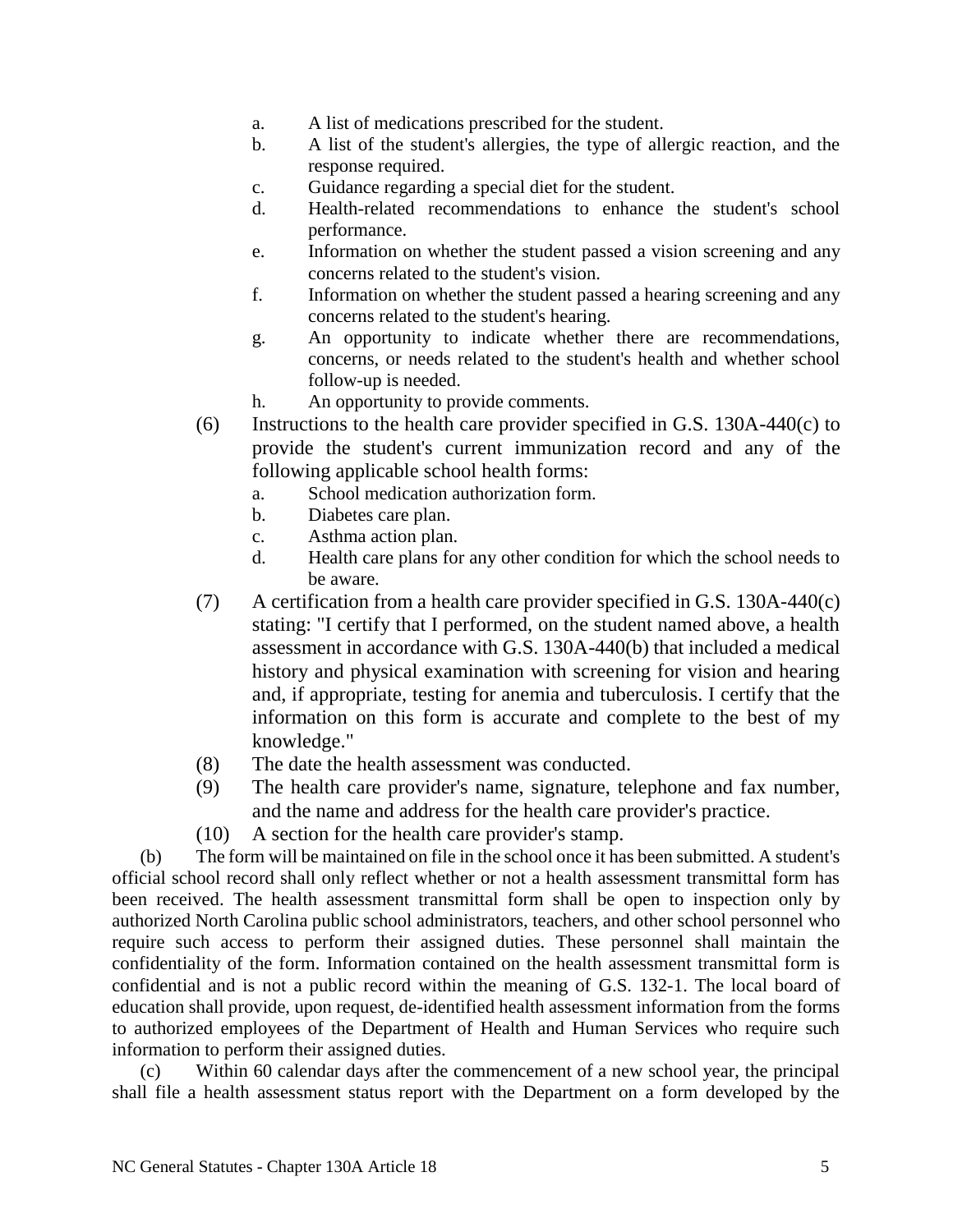a. A list of medications prescribed for the student.
b. A list of the student's allergies, the type of allergic reaction, and the response required.
c. Guidance regarding a special diet for the student.
d. Health-related recommendations to enhance the student's school performance.
e. Information on whether the student passed a vision screening and any concerns related to the student's vision.
f. Information on whether the student passed a hearing screening and any concerns related to the student's hearing.
g. An opportunity to indicate whether there are recommendations, concerns, or needs related to the student's health and whether school follow-up is needed.
h. An opportunity to provide comments.

(6) Instructions to the health care provider specified in G.S. 130A-440(c) to provide the student's current immunization record and any of the following applicable school health forms:
a. School medication authorization form.
b. Diabetes care plan.
c. Asthma action plan.
d. Health care plans for any other condition for which the school needs to be aware.

(7) A certification from a health care provider specified in G.S. 130A-440(c) stating: "I certify that I performed, on the student named above, a health assessment in accordance with G.S. 130A-440(b) that included a medical history and physical examination with screening for vision and hearing and, if appropriate, testing for anemia and tuberculosis. I certify that the information on this form is accurate and complete to the best of my knowledge."

(8) The date the health assessment was conducted.

(9) The health care provider's name, signature, telephone and fax number, and the name and address for the health care provider's practice.

(10) A section for the health care provider's stamp.

(b) The form will be maintained on file in the school once it has been submitted. A student's official school record shall only reflect whether or not a health assessment transmittal form has been received. The health assessment transmittal form shall be open to inspection only by authorized North Carolina public school administrators, teachers, and other school personnel who require such access to perform their assigned duties. These personnel shall maintain the confidentiality of the form. Information contained on the health assessment transmittal form is confidential and is not a public record within the meaning of G.S. 132-1. The local board of education shall provide, upon request, de-identified health assessment information from the forms to authorized employees of the Department of Health and Human Services who require such information to perform their assigned duties.

(c) Within 60 calendar days after the commencement of a new school year, the principal shall file a health assessment status report with the Department on a form developed by the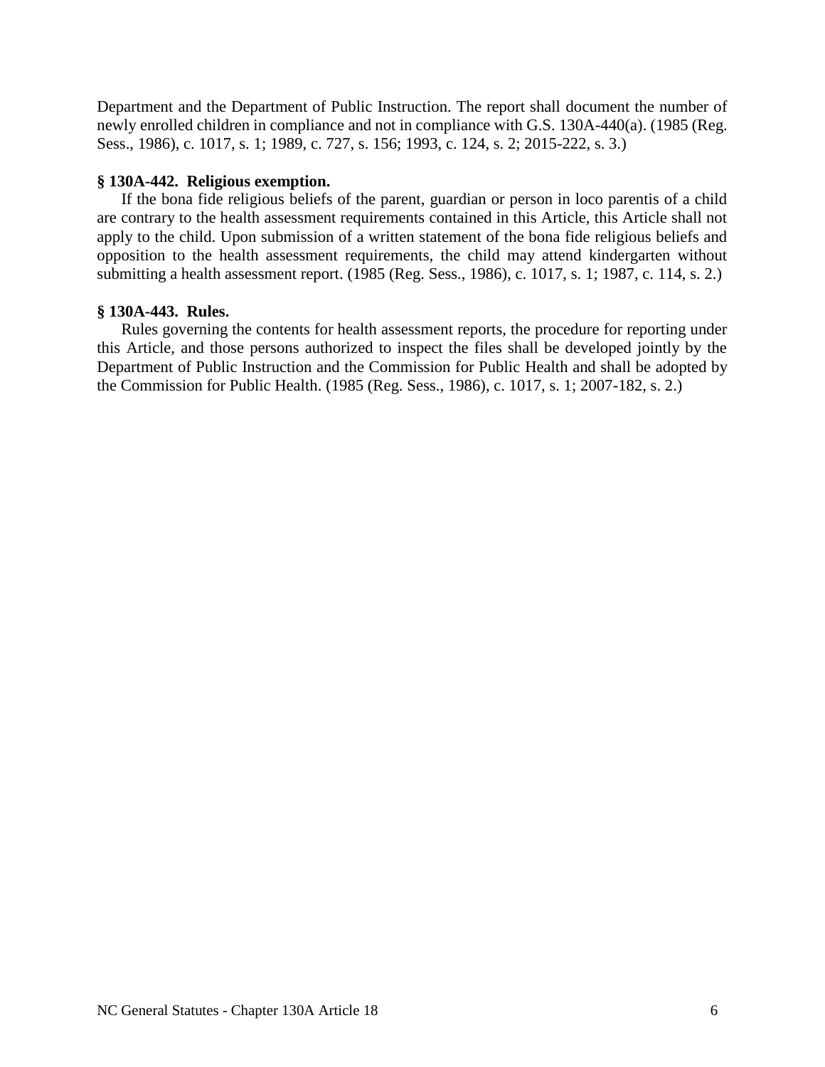Department and the Department of Public Instruction. The report shall document the number of newly enrolled children in compliance and not in compliance with G.S. 130A-440(a). (1985 (Reg. Sess., 1986), c. 1017, s. 1; 1989, c. 727, s. 156; 1993, c. 124, s. 2; 2015-222, s. 3.)

**§ 130A-442. Religious exemption.**

If the bona fide religious beliefs of the parent, guardian or person in loco parentis of a child are contrary to the health assessment requirements contained in this Article, this Article shall not apply to the child. Upon submission of a written statement of the bona fide religious beliefs and opposition to the health assessment requirements, the child may attend kindergarten without submitting a health assessment report. (1985 (Reg. Sess., 1986), c. 1017, s. 1; 1987, c. 114, s. 2.)

**§ 130A-443. Rules.**

Rules governing the contents for health assessment reports, the procedure for reporting under this Article, and those persons authorized to inspect the files shall be developed jointly by the Department of Public Instruction and the Commission for Public Health and shall be adopted by the Commission for Public Health. (1985 (Reg. Sess., 1986), c. 1017, s. 1; 2007-182, s. 2.)